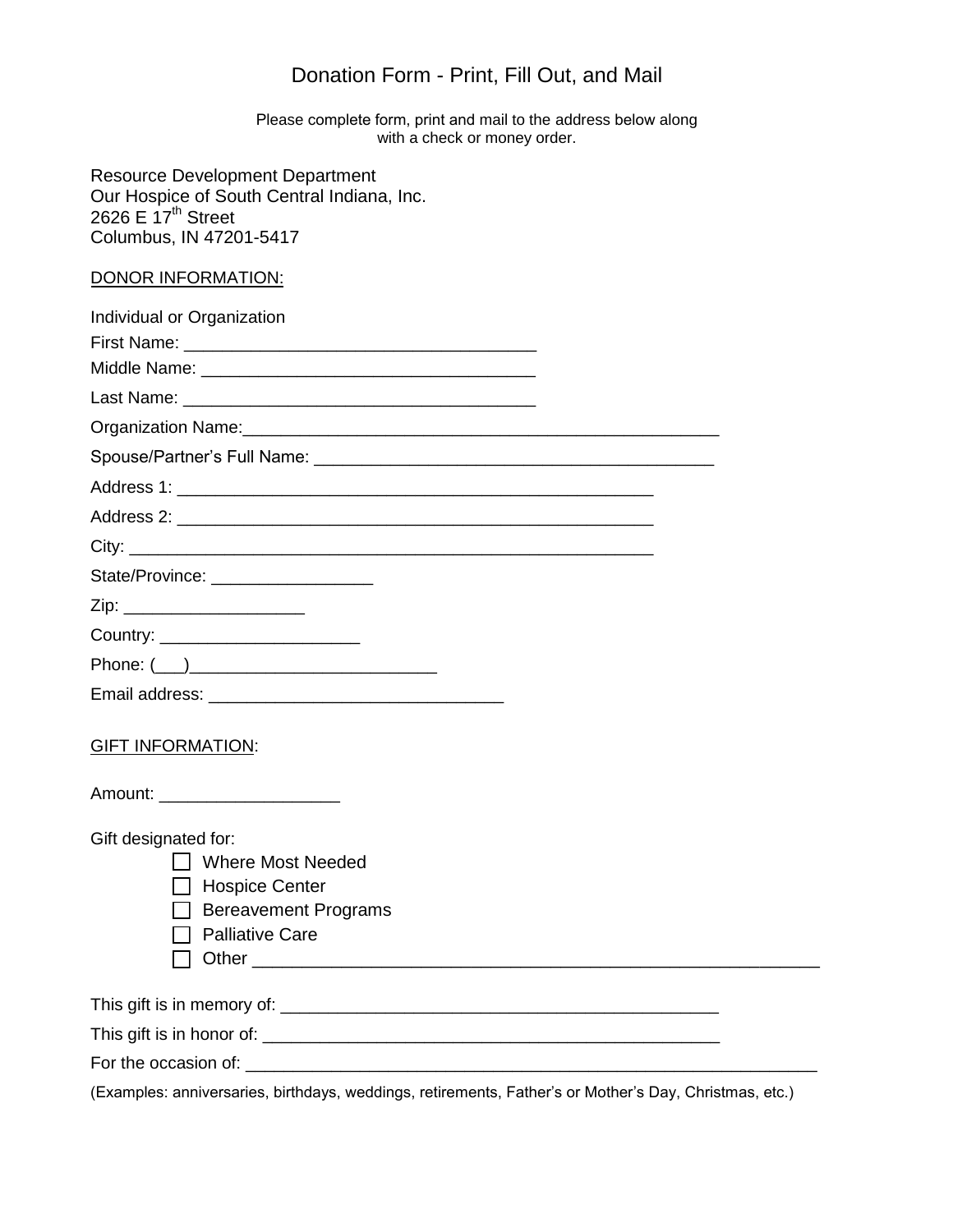# Donation Form - Print, Fill Out, and Mail

Please complete form, print and mail to the address below along with a check or money order.

Resource Development Department
Our Hospice of South Central Indiana, Inc.
2626 E 17th Street
Columbus, IN 47201-5417

DONOR INFORMATION:

Individual or Organization

First Name: ___________________________________

Middle Name: _________________________________

Last Name: ___________________________________

Organization Name:_____________________________________________

Spouse/Partner's Full Name: ________________________________________

Address 1: ________________________________________________

Address 2: ________________________________________________

City: ____________________________________________________

State/Province: ________________

Zip: __________________

Country: ____________________

Phone: (___)_________________________

Email address: ______________________________

GIFT INFORMATION:

Amount: __________________

Gift designated for:

- ☐ Where Most Needed
- ☐ Hospice Center
- ☐ Bereavement Programs
- ☐ Palliative Care
- ☐ Other ________________________________________________________

This gift is in memory of: ____________________________________________

This gift is in honor of: _____________________________________________

For the occasion of: ________________________________________________________

(Examples: anniversaries, birthdays, weddings, retirements, Father's or Mother's Day, Christmas, etc.)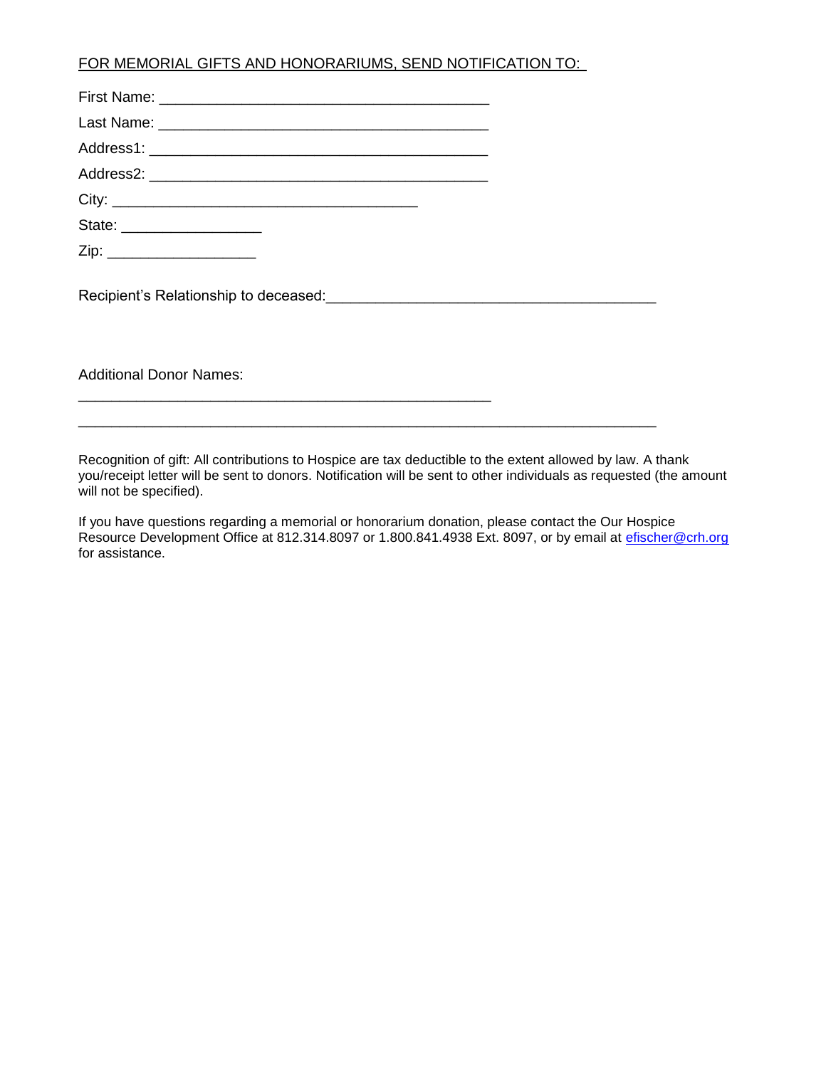FOR MEMORIAL GIFTS AND HONORARIUMS, SEND NOTIFICATION TO:

First Name: ________________________________________

Last Name: ________________________________________

Address1: _________________________________________

Address2: _________________________________________

City: _____________________________________

State: _________________

Zip: __________________

Recipient's Relationship to deceased:________________________________________

Additional Donor Names:

__________________________________________________

______________________________________________________________________

Recognition of gift: All contributions to Hospice are tax deductible to the extent allowed by law. A thank you/receipt letter will be sent to donors. Notification will be sent to other individuals as requested (the amount will not be specified).

If you have questions regarding a memorial or honorarium donation, please contact the Our Hospice Resource Development Office at 812.314.8097 or 1.800.841.4938 Ext. 8097, or by email at efischer@crh.org for assistance.